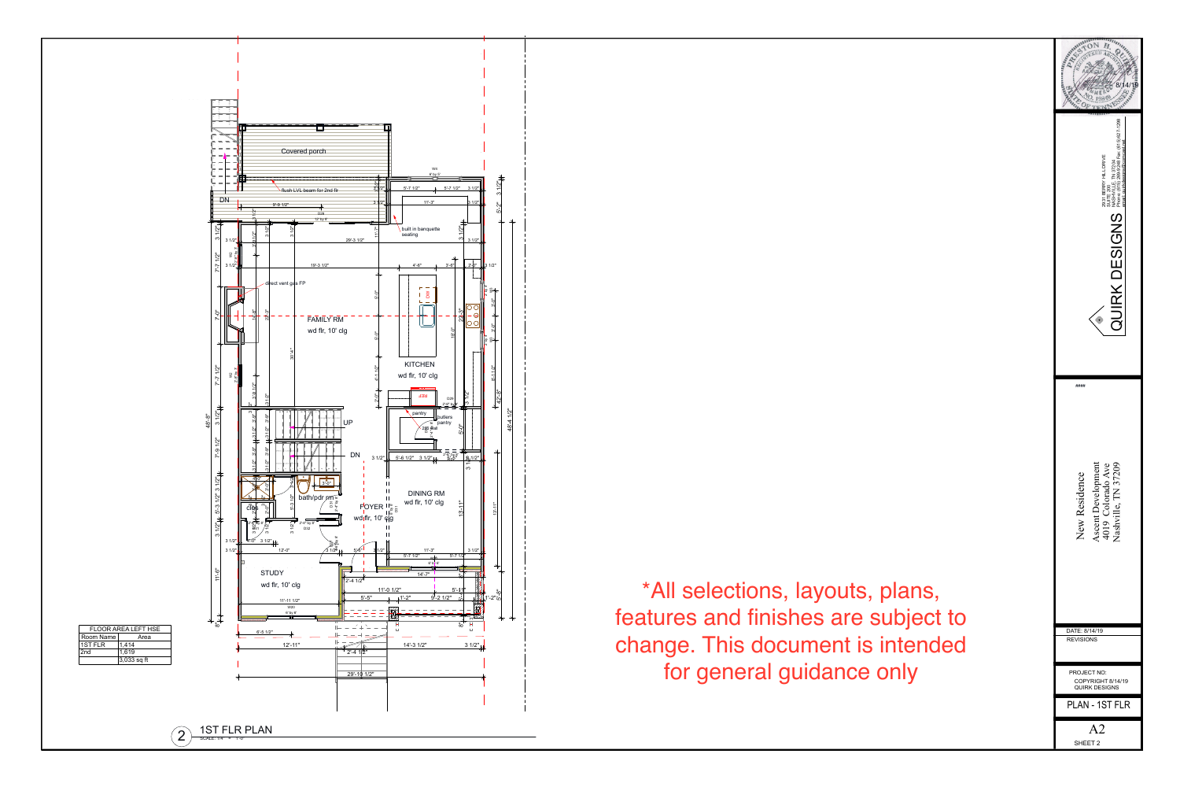| FLOOR AREA LEFT HSE | |
|---|---|
| Room Name | Area |
| 1ST FLR | 1,414 |
| 2nd | 1,619 |
| | 3,033 sq ft |

Covered porch

flush LVL beam for 2nd flr

DN

built in banquette seating

direct vent gas FP

FAMILY RM
wd flr, 10' clg

KITCHEN
wd flr, 10' clg

pantry

butlers pantry

UP

DN

bath/pdr rm

clos

FOYER
wd flr, 10' clg

DINING RM
wd flr, 10' clg

STUDY
wd flr, 10' clg

2 1ST FLR PLAN
SCALE: 1/4" = 1'-0"

*All selections, layouts, plans, features and finishes are subject to change. This document is intended for general guidance only

8/14/19

QUIRK DESIGNS

New Residence
Ascent Development
4019 Colorado Ave
Nashville, TN 37209

DATE: 8/14/19
REVISIONS

PROJECT NO:
COPYRIGHT 8/14/19
QUIRK DESIGNS

PLAN - 1ST FLR

A2
SHEET 2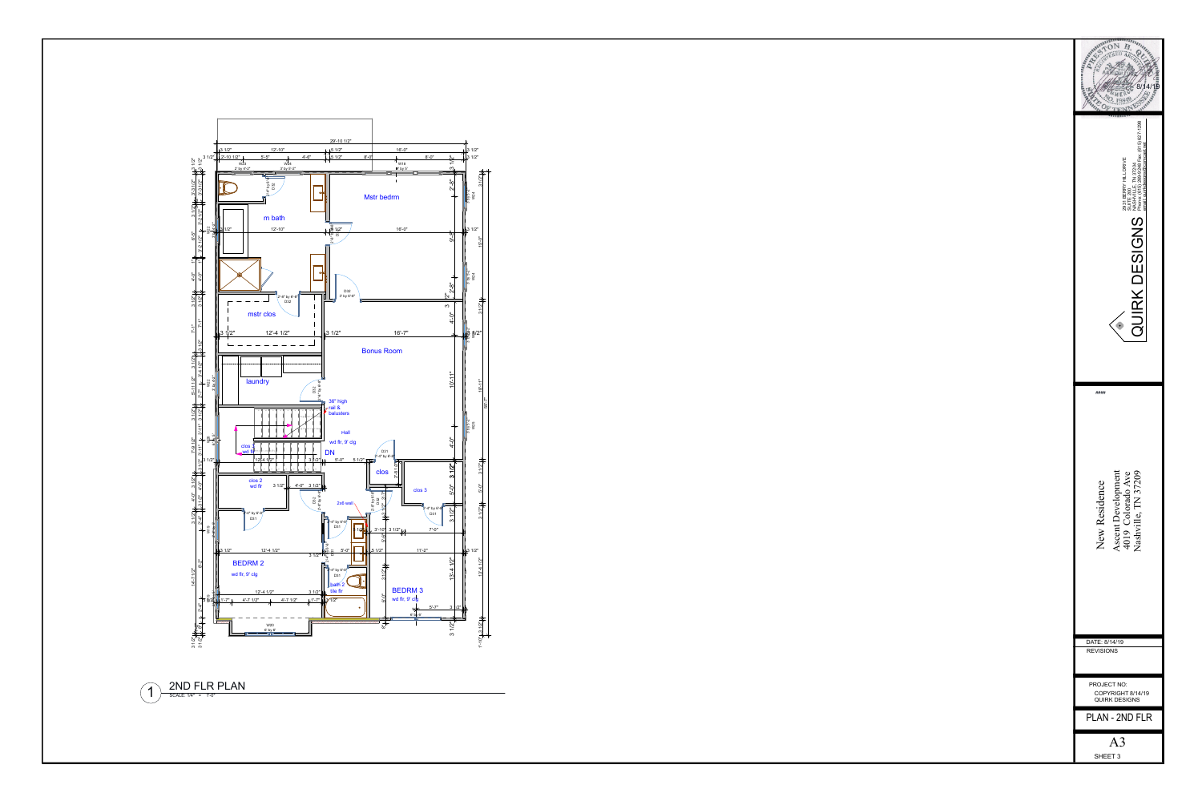## 1 2ND FLR PLAN

SCALE: 1/4" = 1'-0"

Mstr bedrm

m bath

mstr clos

Bonus Room

laundry

36" high rail & balusters

Hall

wd flr, 9' clg

DN

clos 1 wd flr

clos

clos 2 wd flr

clos 3

2x6 wall

BEDRM 2

wd flr, 9' clg

bath 2 tile flr

BEDRM 3

wd flr, 9' clg

29'-10 1/2"

12'-10"

16'-0"

12'-4 1/2"

16'-7"

18'-11"

13'-4 1/2"

11'-2"

55'-7"

D32 3' by 6'-8"

2'-4" by 6'-8" D32

D31 2'-4" by 6'-8"

W20 6' by 6'

W18 6' by 5'

W23 3' by 5'-0"

8/14/19

QUIRK DESIGNS

2531 BERRY HILL DRIVE SUITE 100 NASHVILLE, TN 37204 Phone: (615) 269-9366 Fax: (615) 627-1298

####

New Residence
Ascent Development
4019 Colorado Ave
Nashville, TN 37209

DATE: 8/14/19

REVISIONS

PROJECT NO:

COPYRIGHT 8/14/19 QUIRK DESIGNS

PLAN - 2ND FLR

A3

SHEET 3